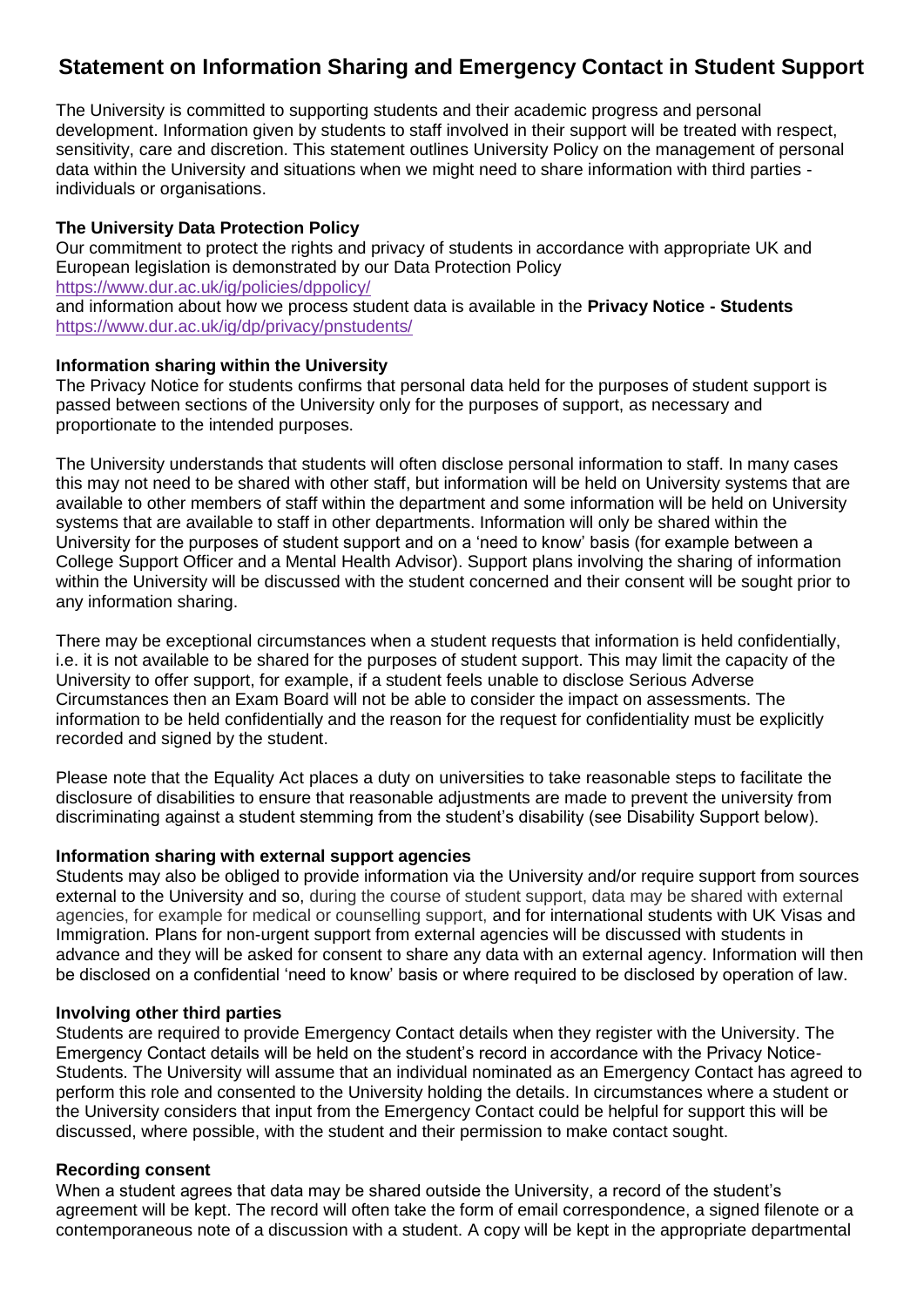# Statement on Information Sharing and Emergency Contact in Student Support

The University is committed to supporting students and their academic progress and personal development. Information given by students to staff involved in their support will be treated with respect, sensitivity, care and discretion. This statement outlines University Policy on the management of personal data within the University and situations when we might need to share information with third parties - individuals or organisations.

**The University Data Protection Policy**

Our commitment to protect the rights and privacy of students in accordance with appropriate UK and European legislation is demonstrated by our Data Protection Policy
https://www.dur.ac.uk/ig/policies/dppolicy/
and information about how we process student data is available in the **Privacy Notice - Students**
https://www.dur.ac.uk/ig/dp/privacy/pnstudents/

**Information sharing within the University**

The Privacy Notice for students confirms that personal data held for the purposes of student support is passed between sections of the University only for the purposes of support, as necessary and proportionate to the intended purposes.

The University understands that students will often disclose personal information to staff. In many cases this may not need to be shared with other staff, but information will be held on University systems that are available to other members of staff within the department and some information will be held on University systems that are available to staff in other departments. Information will only be shared within the University for the purposes of student support and on a 'need to know' basis (for example between a College Support Officer and a Mental Health Advisor). Support plans involving the sharing of information within the University will be discussed with the student concerned and their consent will be sought prior to any information sharing.

There may be exceptional circumstances when a student requests that information is held confidentially, i.e. it is not available to be shared for the purposes of student support. This may limit the capacity of the University to offer support, for example, if a student feels unable to disclose Serious Adverse Circumstances then an Exam Board will not be able to consider the impact on assessments. The information to be held confidentially and the reason for the request for confidentiality must be explicitly recorded and signed by the student.

Please note that the Equality Act places a duty on universities to take reasonable steps to facilitate the disclosure of disabilities to ensure that reasonable adjustments are made to prevent the university from discriminating against a student stemming from the student's disability (see Disability Support below).

**Information sharing with external support agencies**

Students may also be obliged to provide information via the University and/or require support from sources external to the University and so, during the course of student support, data may be shared with external agencies, for example for medical or counselling support, and for international students with UK Visas and Immigration. Plans for non-urgent support from external agencies will be discussed with students in advance and they will be asked for consent to share any data with an external agency. Information will then be disclosed on a confidential 'need to know' basis or where required to be disclosed by operation of law.

**Involving other third parties**

Students are required to provide Emergency Contact details when they register with the University. The Emergency Contact details will be held on the student's record in accordance with the Privacy Notice-Students. The University will assume that an individual nominated as an Emergency Contact has agreed to perform this role and consented to the University holding the details. In circumstances where a student or the University considers that input from the Emergency Contact could be helpful for support this will be discussed, where possible, with the student and their permission to make contact sought.

**Recording consent**

When a student agrees that data may be shared outside the University, a record of the student's agreement will be kept. The record will often take the form of email correspondence, a signed filenote or a contemporaneous note of a discussion with a student. A copy will be kept in the appropriate departmental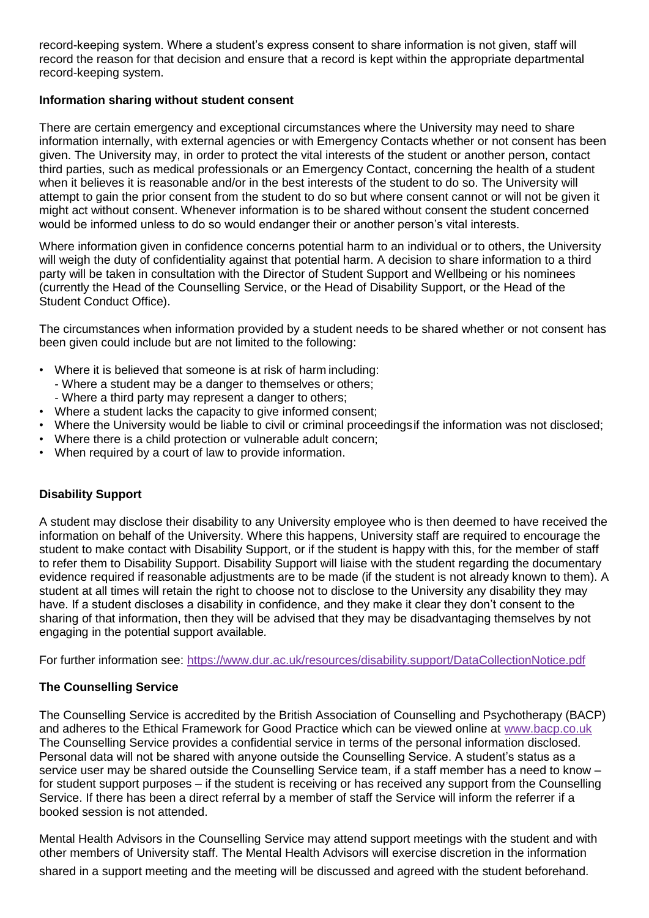record-keeping system. Where a student's express consent to share information is not given, staff will record the reason for that decision and ensure that a record is kept within the appropriate departmental record-keeping system.

**Information sharing without student consent**

There are certain emergency and exceptional circumstances where the University may need to share information internally, with external agencies or with Emergency Contacts whether or not consent has been given. The University may, in order to protect the vital interests of the student or another person, contact third parties, such as medical professionals or an Emergency Contact, concerning the health of a student when it believes it is reasonable and/or in the best interests of the student to do so. The University will attempt to gain the prior consent from the student to do so but where consent cannot or will not be given it might act without consent. Whenever information is to be shared without consent the student concerned would be informed unless to do so would endanger their or another person's vital interests.

Where information given in confidence concerns potential harm to an individual or to others, the University will weigh the duty of confidentiality against that potential harm. A decision to share information to a third party will be taken in consultation with the Director of Student Support and Wellbeing or his nominees (currently the Head of the Counselling Service, or the Head of Disability Support, or the Head of the Student Conduct Office).

The circumstances when information provided by a student needs to be shared whether or not consent has been given could include but are not limited to the following:

- Where it is believed that someone is at risk of harm including:
  - Where a student may be a danger to themselves or others;
  - Where a third party may represent a danger to others;
- Where a student lacks the capacity to give informed consent;
- Where the University would be liable to civil or criminal proceedings if the information was not disclosed;
- Where there is a child protection or vulnerable adult concern;
- When required by a court of law to provide information.

**Disability Support**

A student may disclose their disability to any University employee who is then deemed to have received the information on behalf of the University. Where this happens, University staff are required to encourage the student to make contact with Disability Support, or if the student is happy with this, for the member of staff to refer them to Disability Support. Disability Support will liaise with the student regarding the documentary evidence required if reasonable adjustments are to be made (if the student is not already known to them). A student at all times will retain the right to choose not to disclose to the University any disability they may have. If a student discloses a disability in confidence, and they make it clear they don't consent to the sharing of that information, then they will be advised that they may be disadvantaging themselves by not engaging in the potential support available.

For further information see: https://www.dur.ac.uk/resources/disability.support/DataCollectionNotice.pdf

**The Counselling Service**

The Counselling Service is accredited by the British Association of Counselling and Psychotherapy (BACP) and adheres to the Ethical Framework for Good Practice which can be viewed online at www.bacp.co.uk The Counselling Service provides a confidential service in terms of the personal information disclosed. Personal data will not be shared with anyone outside the Counselling Service. A student's status as a service user may be shared outside the Counselling Service team, if a staff member has a need to know – for student support purposes – if the student is receiving or has received any support from the Counselling Service. If there has been a direct referral by a member of staff the Service will inform the referrer if a booked session is not attended.

Mental Health Advisors in the Counselling Service may attend support meetings with the student and with other members of University staff. The Mental Health Advisors will exercise discretion in the information shared in a support meeting and the meeting will be discussed and agreed with the student beforehand.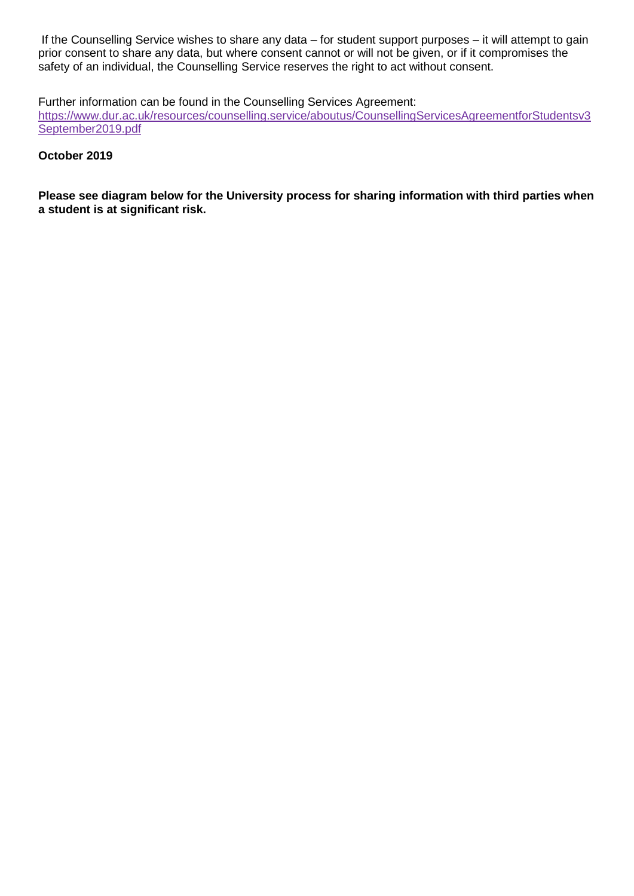If the Counselling Service wishes to share any data – for student support purposes – it will attempt to gain prior consent to share any data, but where consent cannot or will not be given, or if it compromises the safety of an individual, the Counselling Service reserves the right to act without consent.

Further information can be found in the Counselling Services Agreement: [https://www.dur.ac.uk/resources/counselling.service/aboutus/CounsellingServicesAgreementforStudentsv3September2019.pdf](https://www.dur.ac.uk/resources/counselling.service/aboutus/CounsellingServicesAgreementforStudentsv3September2019.pdf)

**October 2019**

**Please see diagram below for the University process for sharing information with third parties when a student is at significant risk.**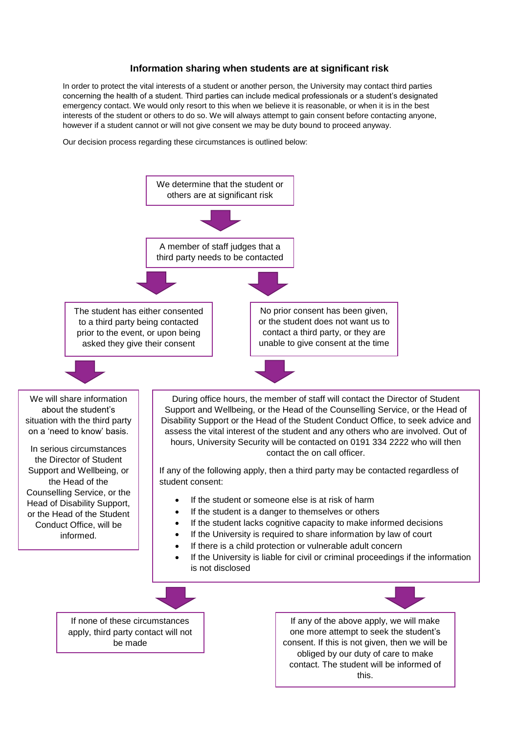## Information sharing when students are at significant risk

In order to protect the vital interests of a student or another person, the University may contact third parties concerning the health of a student. Third parties can include medical professionals or a student's designated emergency contact. We would only resort to this when we believe it is reasonable, or when it is in the best interests of the student or others to do so. We will always attempt to gain consent before contacting anyone, however if a student cannot or will not give consent we may be duty bound to proceed anyway.

Our decision process regarding these circumstances is outlined below:

We determine that the student or others are at significant risk

A member of staff judges that a third party needs to be contacted

The student has either consented to a third party being contacted prior to the event, or upon being asked they give their consent

We will share information about the student's situation with the third party on a 'need to know' basis.

In serious circumstances the Director of Student Support and Wellbeing, or the Head of the Counselling Service, or the Head of Disability Support, or the Head of the Student Conduct Office, will be informed.

No prior consent has been given, or the student does not want us to contact a third party, or they are unable to give consent at the time

During office hours, the member of staff will contact the Director of Student Support and Wellbeing, or the Head of the Counselling Service, or the Head of Disability Support or the Head of the Student Conduct Office, to seek advice and assess the vital interest of the student and any others who are involved. Out of hours, University Security will be contacted on 0191 334 2222 who will then contact the on call officer.

If any of the following apply, then a third party may be contacted regardless of student consent:

- If the student or someone else is at risk of harm
- If the student is a danger to themselves or others
- If the student lacks cognitive capacity to make informed decisions
- If the University is required to share information by law of court
- If there is a child protection or vulnerable adult concern
- If the University is liable for civil or criminal proceedings if the information is not disclosed

If none of these circumstances apply, third party contact will not be made

If any of the above apply, we will make one more attempt to seek the student's consent. If this is not given, then we will be obliged by our duty of care to make contact. The student will be informed of this.